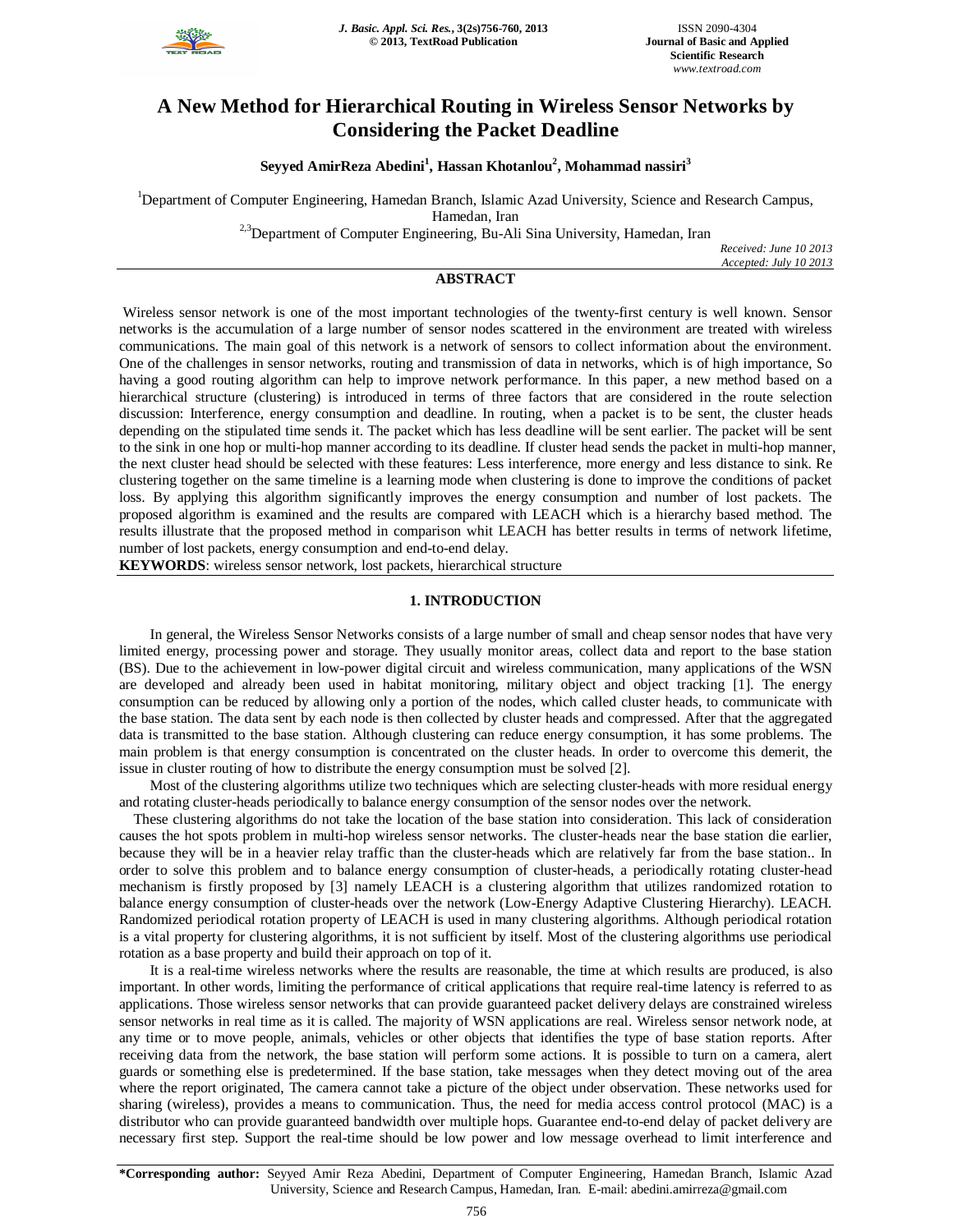# A New Method for Hierarchical Routing in Wireless Sensor Networks by Considering the Packet Deadline

**Seyyed AmirReza Abedini[1], Hassan Khotanlou[2], Mohammad nassiri[3]**

[1]Department of Computer Engineering, Hamedan Branch, Islamic Azad University, Science and Research Campus, Hamedan, Iran

[2,3]Department of Computer Engineering, Bu-Ali Sina University, Hamedan, Iran

*Received: June 10 2013*
*Accepted: July 10 2013*

## ABSTRACT

Wireless sensor network is one of the most important technologies of the twenty-first century is well known. Sensor networks is the accumulation of a large number of sensor nodes scattered in the environment are treated with wireless communications. The main goal of this network is a network of sensors to collect information about the environment. One of the challenges in sensor networks, routing and transmission of data in networks, which is of high importance, So having a good routing algorithm can help to improve network performance. In this paper, a new method based on a hierarchical structure (clustering) is introduced in terms of three factors that are considered in the route selection discussion: Interference, energy consumption and deadline. In routing, when a packet is to be sent, the cluster heads depending on the stipulated time sends it. The packet which has less deadline will be sent earlier. The packet will be sent to the sink in one hop or multi-hop manner according to its deadline. If cluster head sends the packet in multi-hop manner, the next cluster head should be selected with these features: Less interference, more energy and less distance to sink. Re clustering together on the same timeline is a learning mode when clustering is done to improve the conditions of packet loss. By applying this algorithm significantly improves the energy consumption and number of lost packets. The proposed algorithm is examined and the results are compared with LEACH which is a hierarchy based method. The results illustrate that the proposed method in comparison whit LEACH has better results in terms of network lifetime, number of lost packets, energy consumption and end-to-end delay.

**KEYWORDS**: wireless sensor network, lost packets, hierarchical structure

## 1. INTRODUCTION

In general, the Wireless Sensor Networks consists of a large number of small and cheap sensor nodes that have very limited energy, processing power and storage. They usually monitor areas, collect data and report to the base station (BS). Due to the achievement in low-power digital circuit and wireless communication, many applications of the WSN are developed and already been used in habitat monitoring, military object and object tracking [1]. The energy consumption can be reduced by allowing only a portion of the nodes, which called cluster heads, to communicate with the base station. The data sent by each node is then collected by cluster heads and compressed. After that the aggregated data is transmitted to the base station. Although clustering can reduce energy consumption, it has some problems. The main problem is that energy consumption is concentrated on the cluster heads. In order to overcome this demerit, the issue in cluster routing of how to distribute the energy consumption must be solved [2].

Most of the clustering algorithms utilize two techniques which are selecting cluster-heads with more residual energy and rotating cluster-heads periodically to balance energy consumption of the sensor nodes over the network.

These clustering algorithms do not take the location of the base station into consideration. This lack of consideration causes the hot spots problem in multi-hop wireless sensor networks. The cluster-heads near the base station die earlier, because they will be in a heavier relay traffic than the cluster-heads which are relatively far from the base station.. In order to solve this problem and to balance energy consumption of cluster-heads, a periodically rotating cluster-head mechanism is firstly proposed by [3] namely LEACH is a clustering algorithm that utilizes randomized rotation to balance energy consumption of cluster-heads over the network (Low-Energy Adaptive Clustering Hierarchy). LEACH. Randomized periodical rotation property of LEACH is used in many clustering algorithms. Although periodical rotation is a vital property for clustering algorithms, it is not sufficient by itself. Most of the clustering algorithms use periodical rotation as a base property and build their approach on top of it.

It is a real-time wireless networks where the results are reasonable, the time at which results are produced, is also important. In other words, limiting the performance of critical applications that require real-time latency is referred to as applications. Those wireless sensor networks that can provide guaranteed packet delivery delays are constrained wireless sensor networks in real time as it is called. The majority of WSN applications are real. Wireless sensor network node, at any time or to move people, animals, vehicles or other objects that identifies the type of base station reports. After receiving data from the network, the base station will perform some actions. It is possible to turn on a camera, alert guards or something else is predetermined. If the base station, take messages when they detect moving out of the area where the report originated, The camera cannot take a picture of the object under observation. These networks used for sharing (wireless), provides a means to communication. Thus, the need for media access control protocol (MAC) is a distributor who can provide guaranteed bandwidth over multiple hops. Guarantee end-to-end delay of packet delivery are necessary first step. Support the real-time should be low power and low message overhead to limit interference and

**\*Corresponding author:** Seyyed Amir Reza Abedini, Department of Computer Engineering, Hamedan Branch, Islamic Azad University, Science and Research Campus, Hamedan, Iran. E-mail: abedini.amirreza@gmail.com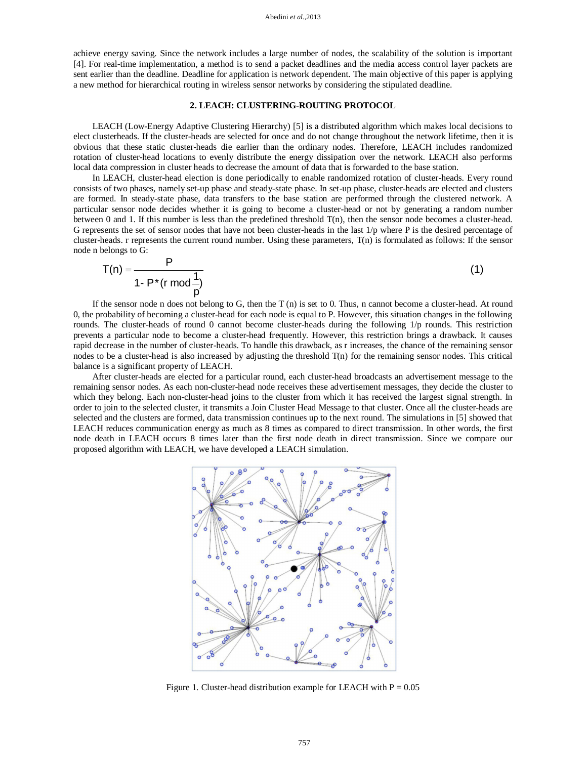achieve energy saving. Since the network includes a large number of nodes, the scalability of the solution is important [4]. For real-time implementation, a method is to send a packet deadlines and the media access control layer packets are sent earlier than the deadline. Deadline for application is network dependent. The main objective of this paper is applying a new method for hierarchical routing in wireless sensor networks by considering the stipulated deadline.

## 2. LEACH: CLUSTERING-ROUTING PROTOCOL

LEACH (Low-Energy Adaptive Clustering Hierarchy) [5] is a distributed algorithm which makes local decisions to elect clusterheads. If the cluster-heads are selected for once and do not change throughout the network lifetime, then it is obvious that these static cluster-heads die earlier than the ordinary nodes. Therefore, LEACH includes randomized rotation of cluster-head locations to evenly distribute the energy dissipation over the network. LEACH also performs local data compression in cluster heads to decrease the amount of data that is forwarded to the base station.

In LEACH, cluster-head election is done periodically to enable randomized rotation of cluster-heads. Every round consists of two phases, namely set-up phase and steady-state phase. In set-up phase, cluster-heads are elected and clusters are formed. In steady-state phase, data transfers to the base station are performed through the clustered network. A particular sensor node decides whether it is going to become a cluster-head or not by generating a random number between 0 and 1. If this number is less than the predefined threshold T(n), then the sensor node becomes a cluster-head. G represents the set of sensor nodes that have not been cluster-heads in the last 1/p where P is the desired percentage of cluster-heads. r represents the current round number. Using these parameters, T(n) is formulated as follows: If the sensor node n belongs to G:

$$T(n) = \frac{P}{1 - P * (r \bmod \frac{1}{p})} \tag{1}$$

If the sensor node n does not belong to G, then the T (n) is set to 0. Thus, n cannot become a cluster-head. At round 0, the probability of becoming a cluster-head for each node is equal to P. However, this situation changes in the following rounds. The cluster-heads of round 0 cannot become cluster-heads during the following 1/p rounds. This restriction prevents a particular node to become a cluster-head frequently. However, this restriction brings a drawback. It causes rapid decrease in the number of cluster-heads. To handle this drawback, as r increases, the chance of the remaining sensor nodes to be a cluster-head is also increased by adjusting the threshold T(n) for the remaining sensor nodes. This critical balance is a significant property of LEACH.

After cluster-heads are elected for a particular round, each cluster-head broadcasts an advertisement message to the remaining sensor nodes. As each non-cluster-head node receives these advertisement messages, they decide the cluster to which they belong. Each non-cluster-head joins to the cluster from which it has received the largest signal strength. In order to join to the selected cluster, it transmits a Join Cluster Head Message to that cluster. Once all the cluster-heads are selected and the clusters are formed, data transmission continues up to the next round. The simulations in [5] showed that LEACH reduces communication energy as much as 8 times as compared to direct transmission. In other words, the first node death in LEACH occurs 8 times later than the first node death in direct transmission. Since we compare our proposed algorithm with LEACH, we have developed a LEACH simulation.

Figure 1. Cluster-head distribution example for LEACH with P = 0.05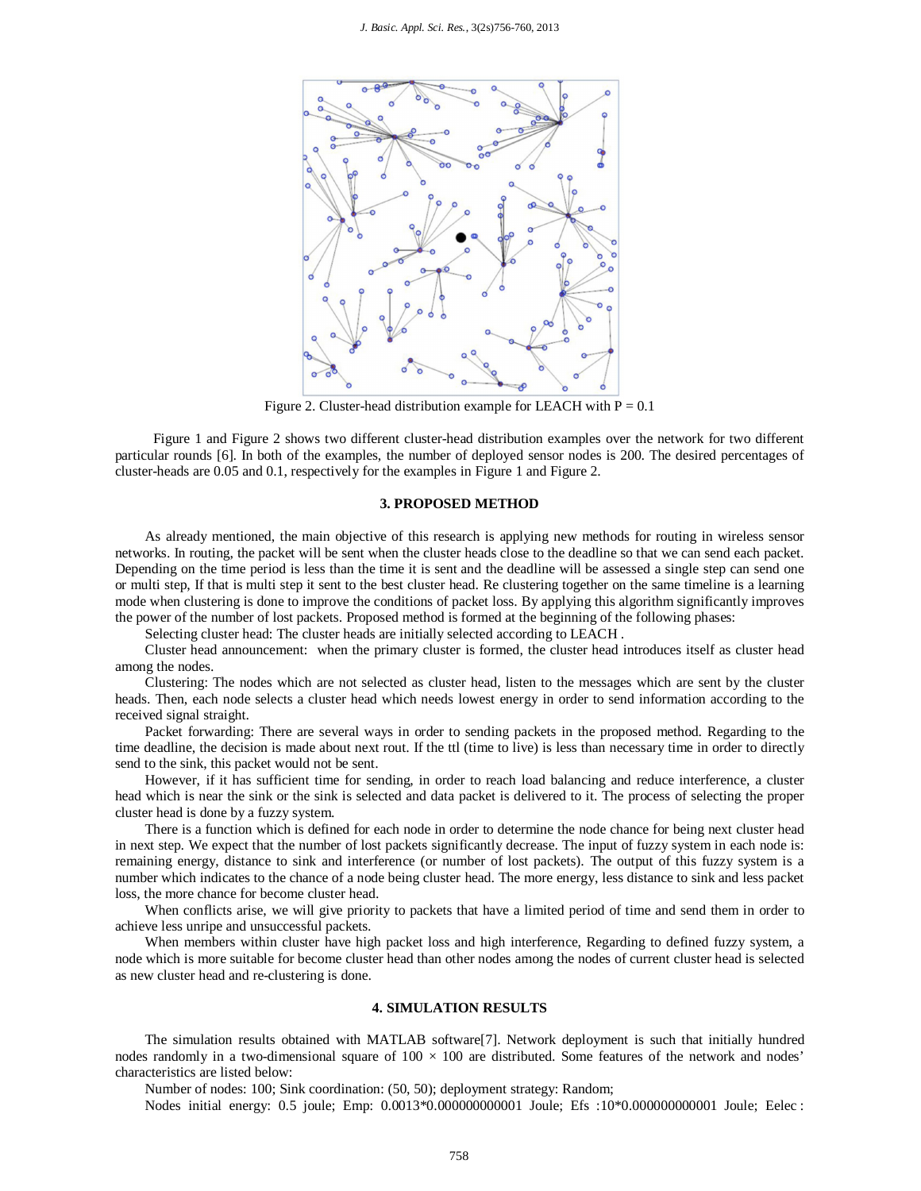Figure 2. Cluster-head distribution example for LEACH with P = 0.1

Figure 1 and Figure 2 shows two different cluster-head distribution examples over the network for two different particular rounds [6]. In both of the examples, the number of deployed sensor nodes is 200. The desired percentages of cluster-heads are 0.05 and 0.1, respectively for the examples in Figure 1 and Figure 2.

## 3. PROPOSED METHOD

As already mentioned, the main objective of this research is applying new methods for routing in wireless sensor networks. In routing, the packet will be sent when the cluster heads close to the deadline so that we can send each packet. Depending on the time period is less than the time it is sent and the deadline will be assessed a single step can send one or multi step, If that is multi step it sent to the best cluster head. Re clustering together on the same timeline is a learning mode when clustering is done to improve the conditions of packet loss. By applying this algorithm significantly improves the power of the number of lost packets. Proposed method is formed at the beginning of the following phases:

Selecting cluster head: The cluster heads are initially selected according to LEACH .

Cluster head announcement: when the primary cluster is formed, the cluster head introduces itself as cluster head among the nodes.

Clustering: The nodes which are not selected as cluster head, listen to the messages which are sent by the cluster heads. Then, each node selects a cluster head which needs lowest energy in order to send information according to the received signal straight.

Packet forwarding: There are several ways in order to sending packets in the proposed method. Regarding to the time deadline, the decision is made about next rout. If the ttl (time to live) is less than necessary time in order to directly send to the sink, this packet would not be sent.

However, if it has sufficient time for sending, in order to reach load balancing and reduce interference, a cluster head which is near the sink or the sink is selected and data packet is delivered to it. The process of selecting the proper cluster head is done by a fuzzy system.

There is a function which is defined for each node in order to determine the node chance for being next cluster head in next step. We expect that the number of lost packets significantly decrease. The input of fuzzy system in each node is: remaining energy, distance to sink and interference (or number of lost packets). The output of this fuzzy system is a number which indicates to the chance of a node being cluster head. The more energy, less distance to sink and less packet loss, the more chance for become cluster head.

When conflicts arise, we will give priority to packets that have a limited period of time and send them in order to achieve less unripe and unsuccessful packets.

When members within cluster have high packet loss and high interference, Regarding to defined fuzzy system, a node which is more suitable for become cluster head than other nodes among the nodes of current cluster head is selected as new cluster head and re-clustering is done.

## 4. SIMULATION RESULTS

The simulation results obtained with MATLAB software[7]. Network deployment is such that initially hundred nodes randomly in a two-dimensional square of $100 \times 100$ are distributed. Some features of the network and nodes' characteristics are listed below:

Number of nodes: 100; Sink coordination: (50, 50); deployment strategy: Random;

Nodes initial energy: 0.5 joule; Emp: 0.0013*0.000000000001 Joule; Efs :10*0.000000000001 Joule; Eelec :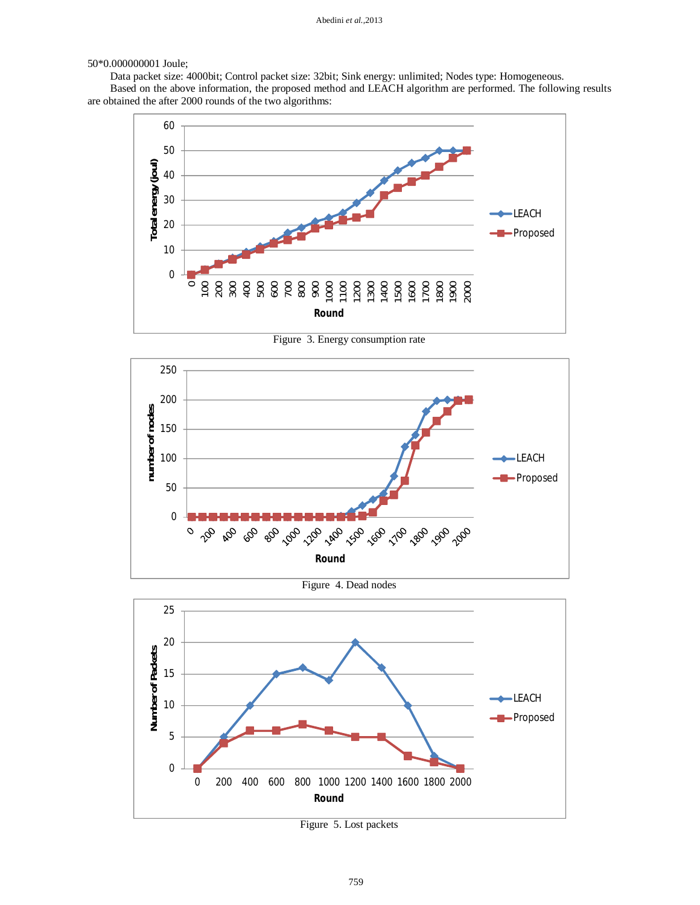50*0.000000001 Joule;

Data packet size: 4000bit; Control packet size: 32bit; Sink energy: unlimited; Nodes type: Homogeneous.

Based on the above information, the proposed method and LEACH algorithm are performed. The following results are obtained the after 2000 rounds of the two algorithms:

Figure 3. Energy consumption rate

Figure 4. Dead nodes

Figure 5. Lost packets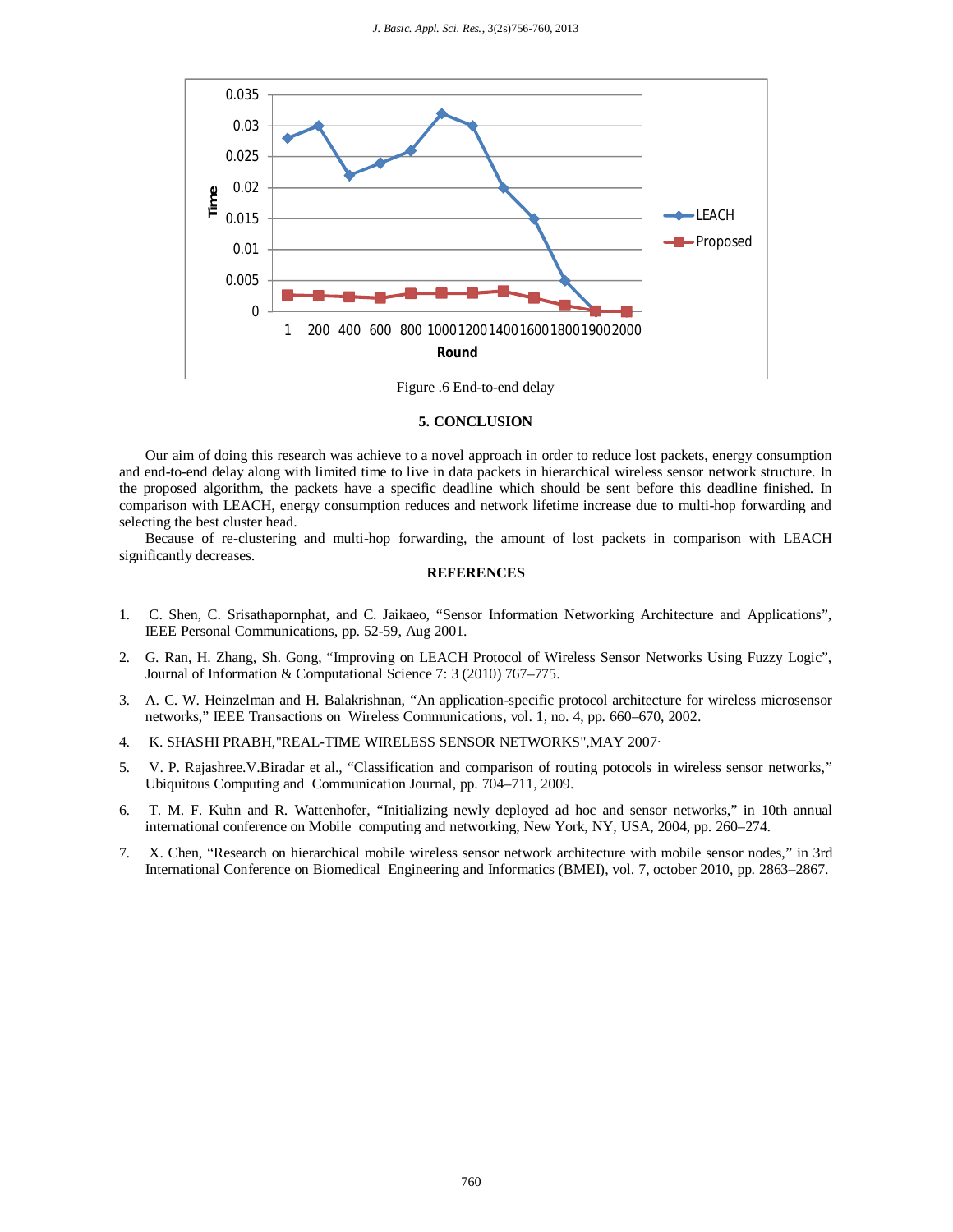0.035
0.03
0.025
0.02
0.015
0.01
0.005
0

Time

1 200 400 600 800 1000 1200 1400 1600 1800 1900 2000

Round

LEACH
Proposed

Figure .6 End-to-end delay

## 5. CONCLUSION

Our aim of doing this research was achieve to a novel approach in order to reduce lost packets, energy consumption and end-to-end delay along with limited time to live in data packets in hierarchical wireless sensor network structure. In the proposed algorithm, the packets have a specific deadline which should be sent before this deadline finished. In comparison with LEACH, energy consumption reduces and network lifetime increase due to multi-hop forwarding and selecting the best cluster head.

Because of re-clustering and multi-hop forwarding, the amount of lost packets in comparison with LEACH significantly decreases.

## REFERENCES

1. C. Shen, C. Srisathapornphat, and C. Jaikaeo, "Sensor Information Networking Architecture and Applications", IEEE Personal Communications, pp. 52-59, Aug 2001.
2. G. Ran, H. Zhang, Sh. Gong, "Improving on LEACH Protocol of Wireless Sensor Networks Using Fuzzy Logic", Journal of Information & Computational Science 7: 3 (2010) 767–775.
3. A. C. W. Heinzelman and H. Balakrishnan, "An application-specific protocol architecture for wireless microsensor networks," IEEE Transactions on Wireless Communications, vol. 1, no. 4, pp. 660–670, 2002.
4. K. SHASHI PRABH,"REAL-TIME WIRELESS SENSOR NETWORKS",MAY 2007·
5. V. P. Rajashree.V.Biradar et al., "Classification and comparison of routing potocols in wireless sensor networks," Ubiquitous Computing and Communication Journal, pp. 704–711, 2009.
6. T. M. F. Kuhn and R. Wattenhofer, "Initializing newly deployed ad hoc and sensor networks," in 10th annual international conference on Mobile computing and networking, New York, NY, USA, 2004, pp. 260–274.
7. X. Chen, "Research on hierarchical mobile wireless sensor network architecture with mobile sensor nodes," in 3rd International Conference on Biomedical Engineering and Informatics (BMEI), vol. 7, october 2010, pp. 2863–2867.